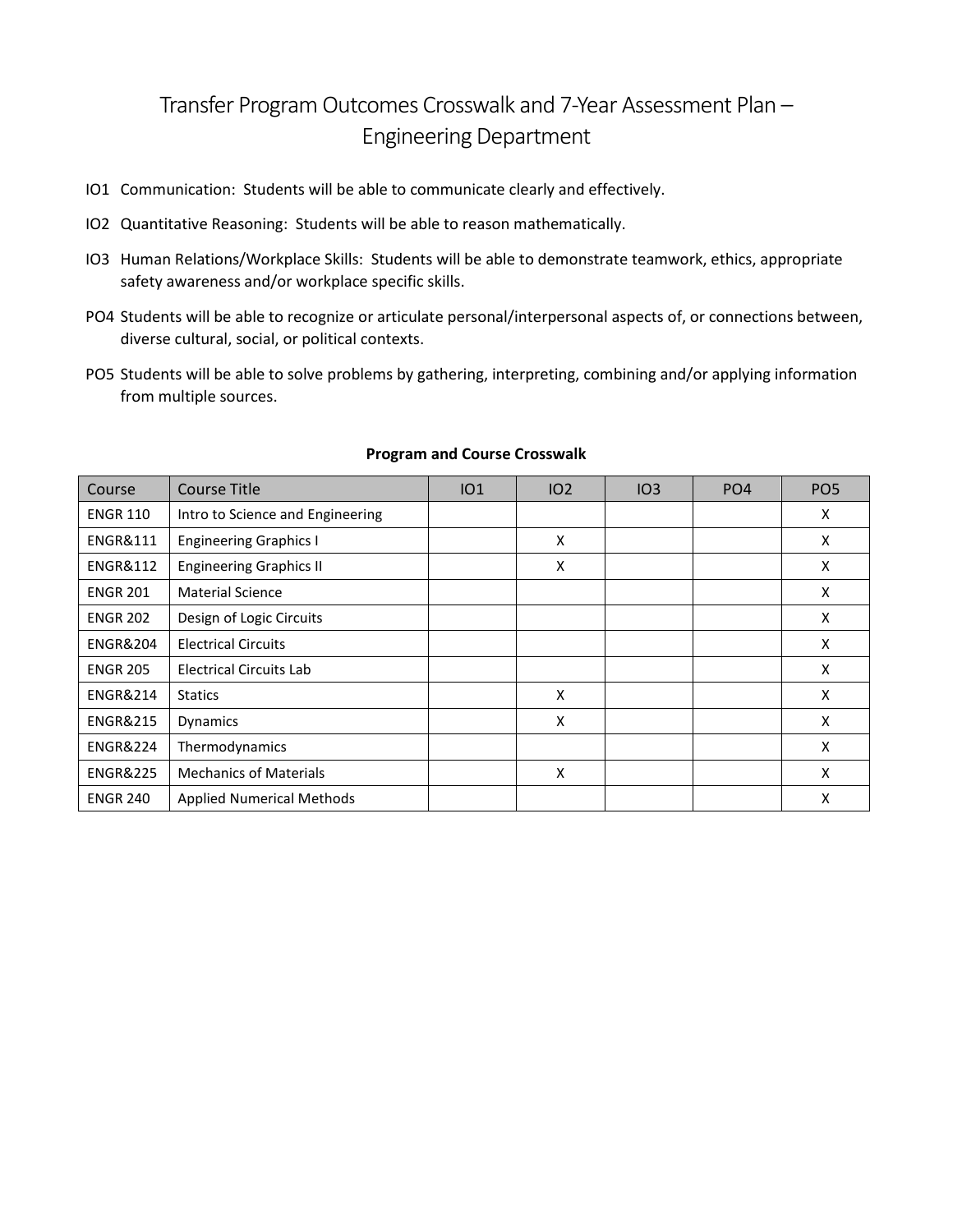# Transfer Program Outcomes Crosswalk and 7-Year Assessment Plan – Engineering Department

- IO1 Communication: Students will be able to communicate clearly and effectively.
- IO2 Quantitative Reasoning: Students will be able to reason mathematically.
- IO3 Human Relations/Workplace Skills: Students will be able to demonstrate teamwork, ethics, appropriate safety awareness and/or workplace specific skills.
- PO4 Students will be able to recognize or articulate personal/interpersonal aspects of, or connections between, diverse cultural, social, or political contexts.
- PO5 Students will be able to solve problems by gathering, interpreting, combining and/or applying information from multiple sources.

**Program and Course Crosswalk**

| Course | Course Title | IO1 | IO2 | IO3 | PO4 | PO5 |
|---|---|---|---|---|---|---|
| ENGR 110 | Intro to Science and Engineering | | | | | X |
| ENGR&111 | Engineering Graphics I | | X | | | X |
| ENGR&112 | Engineering Graphics II | | X | | | X |
| ENGR 201 | Material Science | | | | | X |
| ENGR 202 | Design of Logic Circuits | | | | | X |
| ENGR&204 | Electrical Circuits | | | | | X |
| ENGR 205 | Electrical Circuits Lab | | | | | X |
| ENGR&214 | Statics | | X | | | X |
| ENGR&215 | Dynamics | | X | | | X |
| ENGR&224 | Thermodynamics | | | | | X |
| ENGR&225 | Mechanics of Materials | | X | | | X |
| ENGR 240 | Applied Numerical Methods | | | | | X |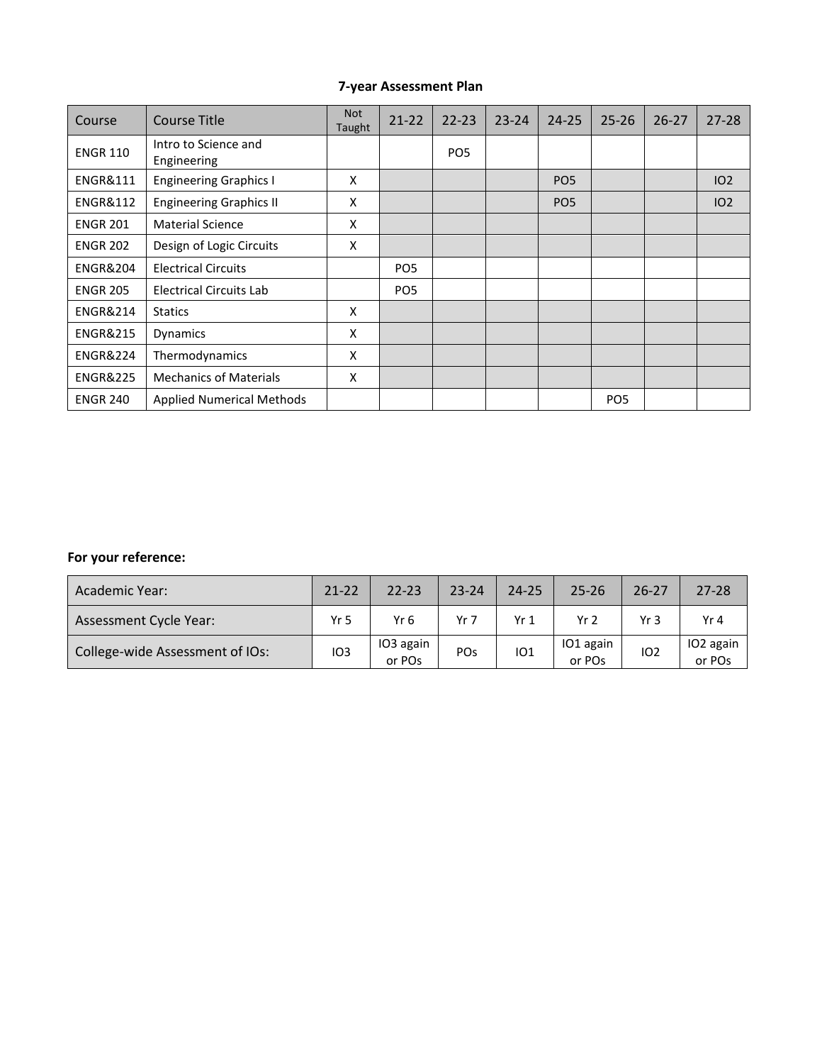### 7-year Assessment Plan

| Course | Course Title | Not Taught | 21-22 | 22-23 | 23-24 | 24-25 | 25-26 | 26-27 | 27-28 |
|---|---|---|---|---|---|---|---|---|---|
| ENGR 110 | Intro to Science and Engineering | | | PO5 | | | | | |
| ENGR&111 | Engineering Graphics I | X | | | | PO5 | | | IO2 |
| ENGR&112 | Engineering Graphics II | X | | | | PO5 | | | IO2 |
| ENGR 201 | Material Science | X | | | | | | | |
| ENGR 202 | Design of Logic Circuits | X | | | | | | | |
| ENGR&204 | Electrical Circuits | | PO5 | | | | | | |
| ENGR 205 | Electrical Circuits Lab | | PO5 | | | | | | |
| ENGR&214 | Statics | X | | | | | | | |
| ENGR&215 | Dynamics | X | | | | | | | |
| ENGR&224 | Thermodynamics | X | | | | | | | |
| ENGR&225 | Mechanics of Materials | X | | | | | | | |
| ENGR 240 | Applied Numerical Methods | | | | | | PO5 | | |

**For your reference:**

| Academic Year: | 21-22 | 22-23 | 23-24 | 24-25 | 25-26 | 26-27 | 27-28 |
|---|---|---|---|---|---|---|---|
| Assessment Cycle Year: | Yr 5 | Yr 6 | Yr 7 | Yr 1 | Yr 2 | Yr 3 | Yr 4 |
| College-wide Assessment of IOs: | IO3 | IO3 again or POs | POs | IO1 | IO1 again or POs | IO2 | IO2 again or POs |